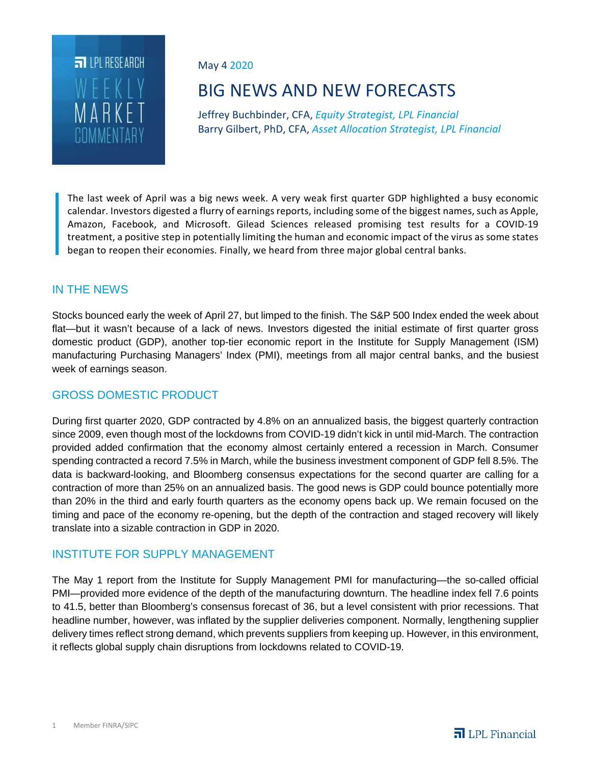LPL RESEARCH
WEEKLY MARKET COMMENTARY

May 4 2020

# BIG NEWS AND NEW FORECASTS

Jeffrey Buchbinder, CFA, *Equity Strategist, LPL Financial*
Barry Gilbert, PhD, CFA, *Asset Allocation Strategist, LPL Financial*

> The last week of April was a big news week. A very weak first quarter GDP highlighted a busy economic calendar. Investors digested a flurry of earnings reports, including some of the biggest names, such as Apple, Amazon, Facebook, and Microsoft. Gilead Sciences released promising test results for a COVID-19 treatment, a positive step in potentially limiting the human and economic impact of the virus as some states began to reopen their economies. Finally, we heard from three major global central banks.

## IN THE NEWS

Stocks bounced early the week of April 27, but limped to the finish. The S&P 500 Index ended the week about flat—but it wasn't because of a lack of news. Investors digested the initial estimate of first quarter gross domestic product (GDP), another top-tier economic report in the Institute for Supply Management (ISM) manufacturing Purchasing Managers' Index (PMI), meetings from all major central banks, and the busiest week of earnings season.

## GROSS DOMESTIC PRODUCT

During first quarter 2020, GDP contracted by 4.8% on an annualized basis, the biggest quarterly contraction since 2009, even though most of the lockdowns from COVID-19 didn't kick in until mid-March. The contraction provided added confirmation that the economy almost certainly entered a recession in March. Consumer spending contracted a record 7.5% in March, while the business investment component of GDP fell 8.5%. The data is backward-looking, and Bloomberg consensus expectations for the second quarter are calling for a contraction of more than 25% on an annualized basis. The good news is GDP could bounce potentially more than 20% in the third and early fourth quarters as the economy opens back up. We remain focused on the timing and pace of the economy re-opening, but the depth of the contraction and staged recovery will likely translate into a sizable contraction in GDP in 2020.

## INSTITUTE FOR SUPPLY MANAGEMENT

The May 1 report from the Institute for Supply Management PMI for manufacturing—the so-called official PMI—provided more evidence of the depth of the manufacturing downturn. The headline index fell 7.6 points to 41.5, better than Bloomberg's consensus forecast of 36, but a level consistent with prior recessions. That headline number, however, was inflated by the supplier deliveries component. Normally, lengthening supplier delivery times reflect strong demand, which prevents suppliers from keeping up. However, in this environment, it reflects global supply chain disruptions from lockdowns related to COVID-19.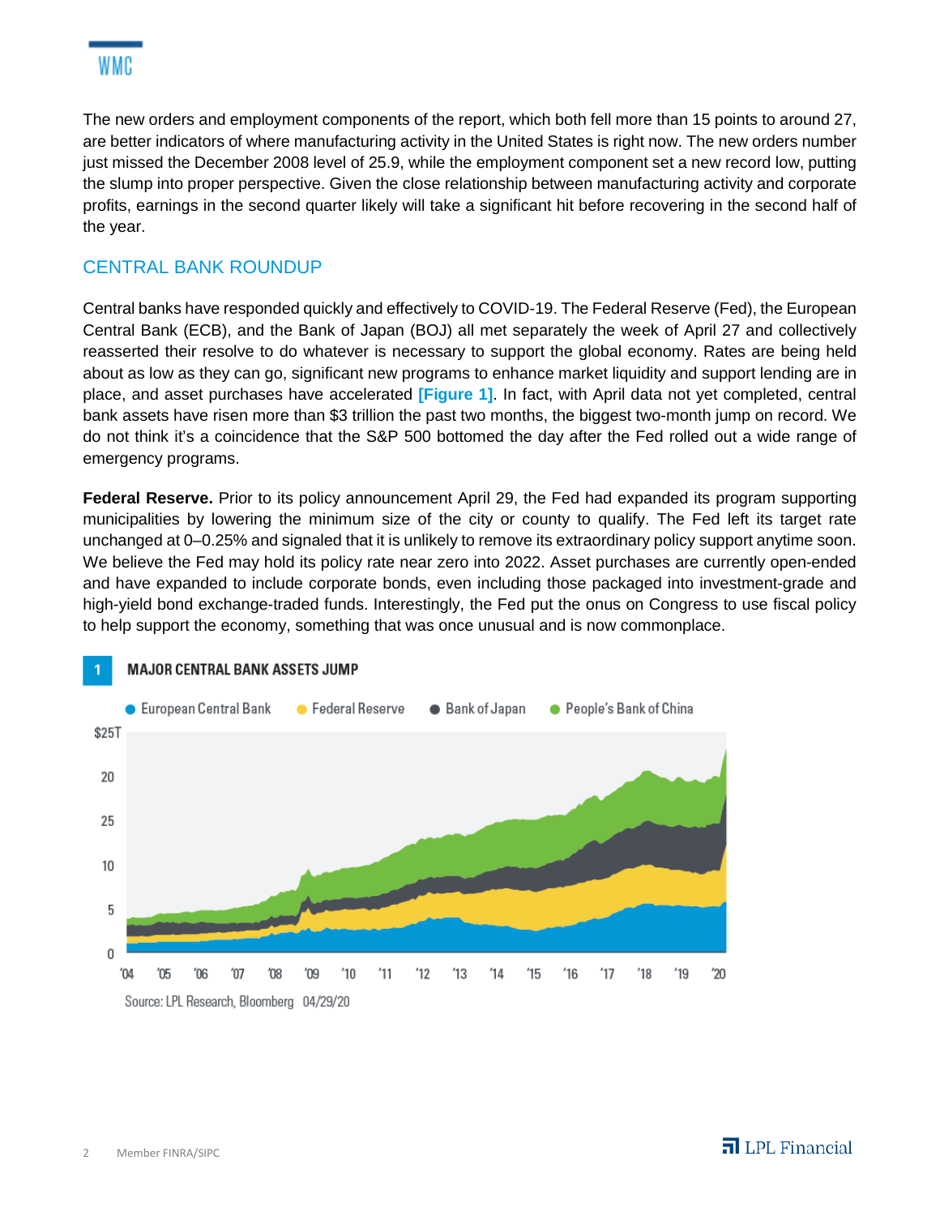The new orders and employment components of the report, which both fell more than 15 points to around 27, are better indicators of where manufacturing activity in the United States is right now. The new orders number just missed the December 2008 level of 25.9, while the employment component set a new record low, putting the slump into proper perspective. Given the close relationship between manufacturing activity and corporate profits, earnings in the second quarter likely will take a significant hit before recovering in the second half of the year.

## CENTRAL BANK ROUNDUP

Central banks have responded quickly and effectively to COVID-19. The Federal Reserve (Fed), the European Central Bank (ECB), and the Bank of Japan (BOJ) all met separately the week of April 27 and collectively reasserted their resolve to do whatever is necessary to support the global economy. Rates are being held about as low as they can go, significant new programs to enhance market liquidity and support lending are in place, and asset purchases have accelerated **[Figure 1]**. In fact, with April data not yet completed, central bank assets have risen more than $3 trillion the past two months, the biggest two-month jump on record. We do not think it's a coincidence that the S&P 500 bottomed the day after the Fed rolled out a wide range of emergency programs.

**Federal Reserve.** Prior to its policy announcement April 29, the Fed had expanded its program supporting municipalities by lowering the minimum size of the city or county to qualify. The Fed left its target rate unchanged at 0–0.25% and signaled that it is unlikely to remove its extraordinary policy support anytime soon. We believe the Fed may hold its policy rate near zero into 2022. Asset purchases are currently open-ended and have expanded to include corporate bonds, even including those packaged into investment-grade and high-yield bond exchange-traded funds. Interestingly, the Fed put the onus on Congress to use fiscal policy to help support the economy, something that was once unusual and is now commonplace.

**1 MAJOR CENTRAL BANK ASSETS JUMP**

Source: LPL Research, Bloomberg 04/29/20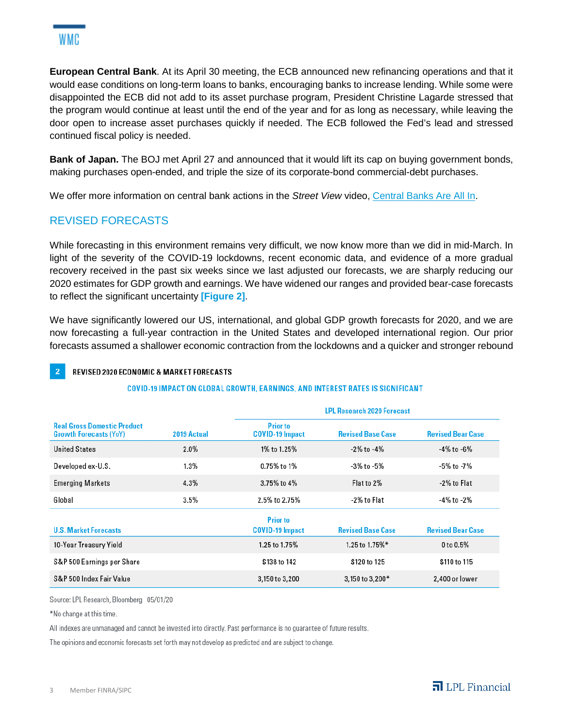**European Central Bank**. At its April 30 meeting, the ECB announced new refinancing operations and that it would ease conditions on long-term loans to banks, encouraging banks to increase lending. While some were disappointed the ECB did not add to its asset purchase program, President Christine Lagarde stressed that the program would continue at least until the end of the year and for as long as necessary, while leaving the door open to increase asset purchases quickly if needed. The ECB followed the Fed's lead and stressed continued fiscal policy is needed.

**Bank of Japan.** The BOJ met April 27 and announced that it would lift its cap on buying government bonds, making purchases open-ended, and triple the size of its corporate-bond commercial-debt purchases.

We offer more information on central bank actions in the *Street View* video, Central Banks Are All In.

## REVISED FORECASTS

While forecasting in this environment remains very difficult, we now know more than we did in mid-March. In light of the severity of the COVID-19 lockdowns, recent economic data, and evidence of a more gradual recovery received in the past six weeks since we last adjusted our forecasts, we are sharply reducing our 2020 estimates for GDP growth and earnings. We have widened our ranges and provided bear-case forecasts to reflect the significant uncertainty **[Figure 2]**.

We have significantly lowered our US, international, and global GDP growth forecasts for 2020, and we are now forecasting a full-year contraction in the United States and developed international region. Our prior forecasts assumed a shallower economic contraction from the lockdowns and a quicker and stronger rebound

**2 REVISED 2020 ECONOMIC & MARKET FORECASTS**

COVID-19 IMPACT ON GLOBAL GROWTH, EARNINGS, AND INTEREST RATES IS SIGNIFICANT

| | | LPL Research 2020 Forecast | | |
|---|---|---|---|---|
| **Real Gross Domestic Product Growth Forecasts (YoY)** | **2019 Actual** | **Prior to COVID-19 Impact** | **Revised Base Case** | **Revised Bear Case** |
| United States | 2.0% | 1% to 1.25% | -2% to -4% | -4% to -6% |
| Developed ex-U.S. | 1.3% | 0.75% to 1% | -3% to -5% | -5% to -7% |
| Emerging Markets | 4.3% | 3.75% to 4% | Flat to 2% | -2% to Flat |
| Global | 3.5% | 2.5% to 2.75% | -2% to Flat | -4% to -2% |
| **U.S. Market Forecasts** | | **Prior to COVID-19 Impact** | **Revised Base Case** | **Revised Bear Case** |
| 10-Year Treasury Yield | | 1.25 to 1.75% | 1.25 to 1.75%* | 0 to 0.5% |
| S&P 500 Earnings per Share | | $138 to 142 | $120 to 125 | $110 to 115 |
| S&P 500 Index Fair Value | | 3,150 to 3,200 | 3,150 to 3,200* | 2,400 or lower |

Source: LPL Research, Bloomberg 05/01/20

*No change at this time.

All indexes are unmanaged and cannot be invested into directly. Past performance is no guarantee of future results.

The opinions and economic forecasts set forth may not develop as predicted and are subject to change.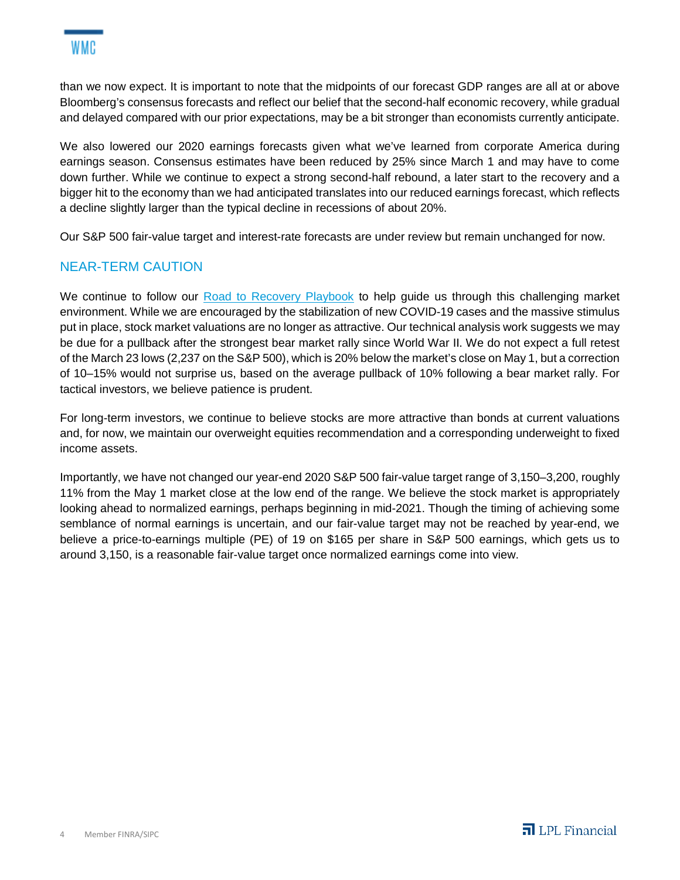than we now expect. It is important to note that the midpoints of our forecast GDP ranges are all at or above Bloomberg's consensus forecasts and reflect our belief that the second-half economic recovery, while gradual and delayed compared with our prior expectations, may be a bit stronger than economists currently anticipate.

We also lowered our 2020 earnings forecasts given what we've learned from corporate America during earnings season. Consensus estimates have been reduced by 25% since March 1 and may have to come down further. While we continue to expect a strong second-half rebound, a later start to the recovery and a bigger hit to the economy than we had anticipated translates into our reduced earnings forecast, which reflects a decline slightly larger than the typical decline in recessions of about 20%.

Our S&P 500 fair-value target and interest-rate forecasts are under review but remain unchanged for now.

## NEAR-TERM CAUTION

We continue to follow our [Road to Recovery Playbook] to help guide us through this challenging market environment. While we are encouraged by the stabilization of new COVID-19 cases and the massive stimulus put in place, stock market valuations are no longer as attractive. Our technical analysis work suggests we may be due for a pullback after the strongest bear market rally since World War II. We do not expect a full retest of the March 23 lows (2,237 on the S&P 500), which is 20% below the market's close on May 1, but a correction of 10–15% would not surprise us, based on the average pullback of 10% following a bear market rally. For tactical investors, we believe patience is prudent.

For long-term investors, we continue to believe stocks are more attractive than bonds at current valuations and, for now, we maintain our overweight equities recommendation and a corresponding underweight to fixed income assets.

Importantly, we have not changed our year-end 2020 S&P 500 fair-value target range of 3,150–3,200, roughly 11% from the May 1 market close at the low end of the range. We believe the stock market is appropriately looking ahead to normalized earnings, perhaps beginning in mid-2021. Though the timing of achieving some semblance of normal earnings is uncertain, and our fair-value target may not be reached by year-end, we believe a price-to-earnings multiple (PE) of 19 on $165 per share in S&P 500 earnings, which gets us to around 3,150, is a reasonable fair-value target once normalized earnings come into view.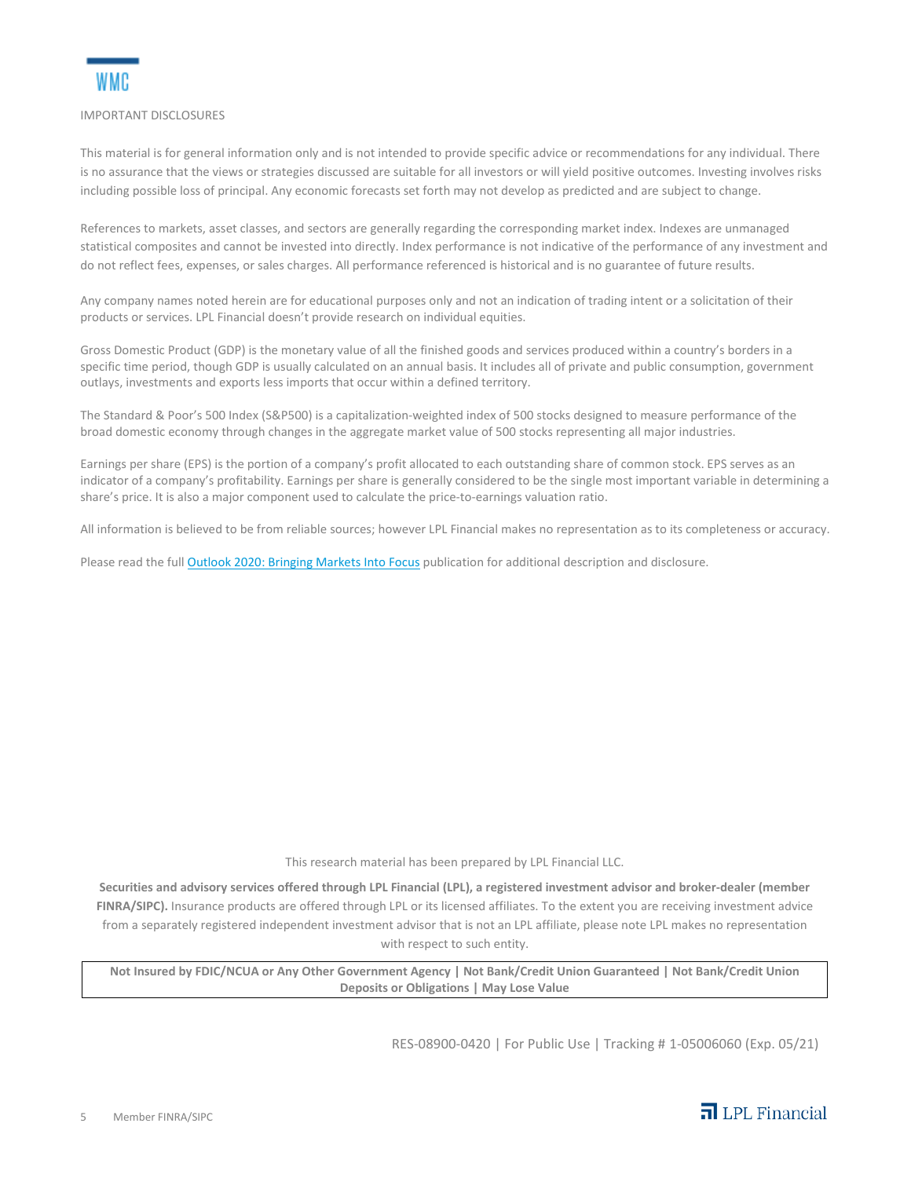IMPORTANT DISCLOSURES

This material is for general information only and is not intended to provide specific advice or recommendations for any individual. There is no assurance that the views or strategies discussed are suitable for all investors or will yield positive outcomes. Investing involves risks including possible loss of principal. Any economic forecasts set forth may not develop as predicted and are subject to change.

References to markets, asset classes, and sectors are generally regarding the corresponding market index. Indexes are unmanaged statistical composites and cannot be invested into directly. Index performance is not indicative of the performance of any investment and do not reflect fees, expenses, or sales charges. All performance referenced is historical and is no guarantee of future results.

Any company names noted herein are for educational purposes only and not an indication of trading intent or a solicitation of their products or services. LPL Financial doesn't provide research on individual equities.

Gross Domestic Product (GDP) is the monetary value of all the finished goods and services produced within a country's borders in a specific time period, though GDP is usually calculated on an annual basis. It includes all of private and public consumption, government outlays, investments and exports less imports that occur within a defined territory.

The Standard & Poor's 500 Index (S&P500) is a capitalization-weighted index of 500 stocks designed to measure performance of the broad domestic economy through changes in the aggregate market value of 500 stocks representing all major industries.

Earnings per share (EPS) is the portion of a company's profit allocated to each outstanding share of common stock. EPS serves as an indicator of a company's profitability. Earnings per share is generally considered to be the single most important variable in determining a share's price. It is also a major component used to calculate the price-to-earnings valuation ratio.

All information is believed to be from reliable sources; however LPL Financial makes no representation as to its completeness or accuracy.

Please read the full Outlook 2020: Bringing Markets Into Focus publication for additional description and disclosure.

This research material has been prepared by LPL Financial LLC.

**Securities and advisory services offered through LPL Financial (LPL), a registered investment advisor and broker-dealer (member FINRA/SIPC).** Insurance products are offered through LPL or its licensed affiliates. To the extent you are receiving investment advice from a separately registered independent investment advisor that is not an LPL affiliate, please note LPL makes no representation with respect to such entity.

**Not Insured by FDIC/NCUA or Any Other Government Agency | Not Bank/Credit Union Guaranteed | Not Bank/Credit Union Deposits or Obligations | May Lose Value**

RES-08900-0420 | For Public Use | Tracking # 1-05006060 (Exp. 05/21)

Member FINRA/SIPC